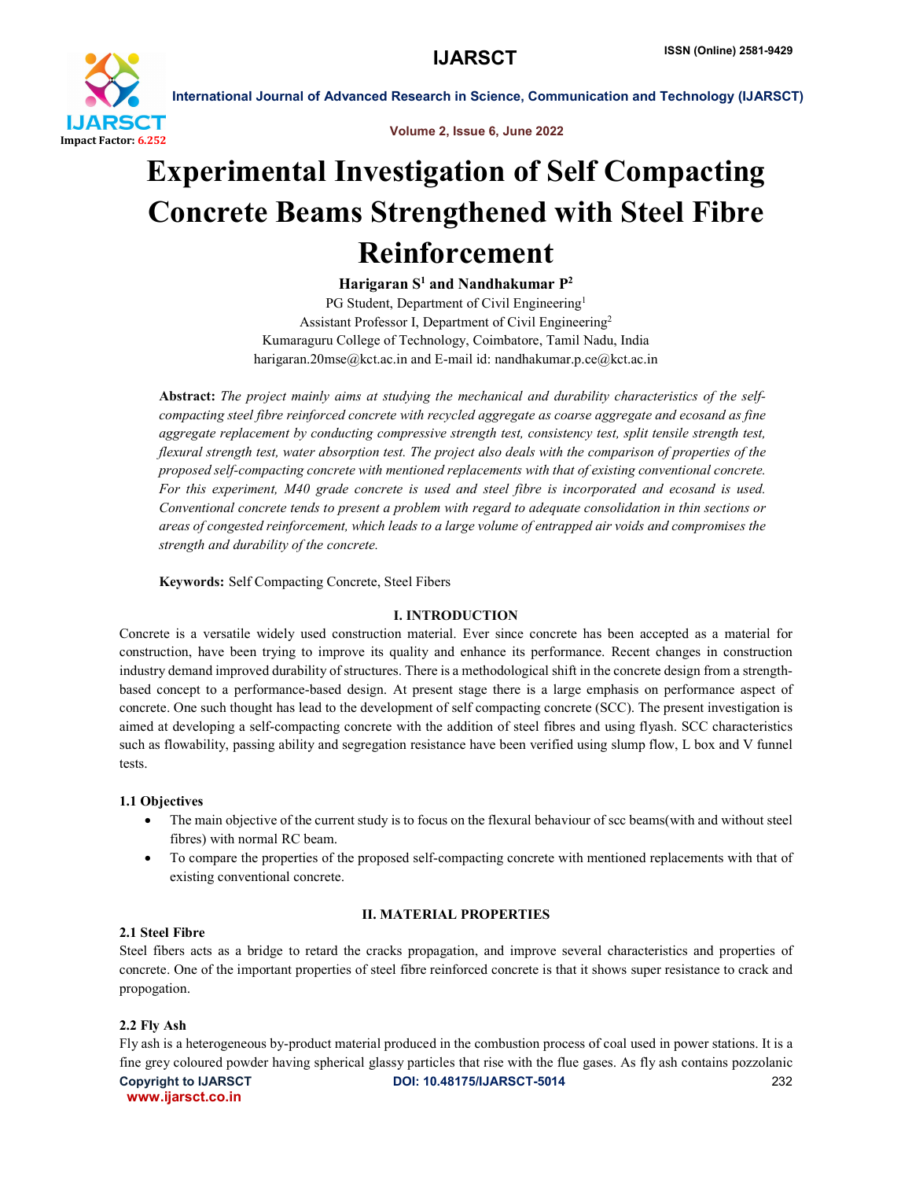# Experimental Investigation of Self Compacting Concrete Beams Strengthened with Steel Fibre Reinforcement

**Harigaran S[1] and Nandhakumar P[2]**

PG Student, Department of Civil Engineering[1]

Assistant Professor I, Department of Civil Engineering[2]

Kumaraguru College of Technology, Coimbatore, Tamil Nadu, India

harigaran.20mse@kct.ac.in and E-mail id: nandhakumar.p.ce@kct.ac.in

**Abstract:** *The project mainly aims at studying the mechanical and durability characteristics of the self-compacting steel fibre reinforced concrete with recycled aggregate as coarse aggregate and ecosand as fine aggregate replacement by conducting compressive strength test, consistency test, split tensile strength test, flexural strength test, water absorption test. The project also deals with the comparison of properties of the proposed self-compacting concrete with mentioned replacements with that of existing conventional concrete. For this experiment, M40 grade concrete is used and steel fibre is incorporated and ecosand is used. Conventional concrete tends to present a problem with regard to adequate consolidation in thin sections or areas of congested reinforcement, which leads to a large volume of entrapped air voids and compromises the strength and durability of the concrete.*

**Keywords:** Self Compacting Concrete, Steel Fibers

## I. INTRODUCTION

Concrete is a versatile widely used construction material. Ever since concrete has been accepted as a material for construction, have been trying to improve its quality and enhance its performance. Recent changes in construction industry demand improved durability of structures. There is a methodological shift in the concrete design from a strength-based concept to a performance-based design. At present stage there is a large emphasis on performance aspect of concrete. One such thought has lead to the development of self compacting concrete (SCC). The present investigation is aimed at developing a self-compacting concrete with the addition of steel fibres and using flyash. SCC characteristics such as flowability, passing ability and segregation resistance have been verified using slump flow, L box and V funnel tests.

### 1.1 Objectives

- The main objective of the current study is to focus on the flexural behaviour of scc beams(with and without steel fibres) with normal RC beam.
- To compare the properties of the proposed self-compacting concrete with mentioned replacements with that of existing conventional concrete.

## II. MATERIAL PROPERTIES

### 2.1 Steel Fibre

Steel fibers acts as a bridge to retard the cracks propagation, and improve several characteristics and properties of concrete. One of the important properties of steel fibre reinforced concrete is that it shows super resistance to crack and propogation.

### 2.2 Fly Ash

Fly ash is a heterogeneous by-product material produced in the combustion process of coal used in power stations. It is a fine grey coloured powder having spherical glassy particles that rise with the flue gases. As fly ash contains pozzolanic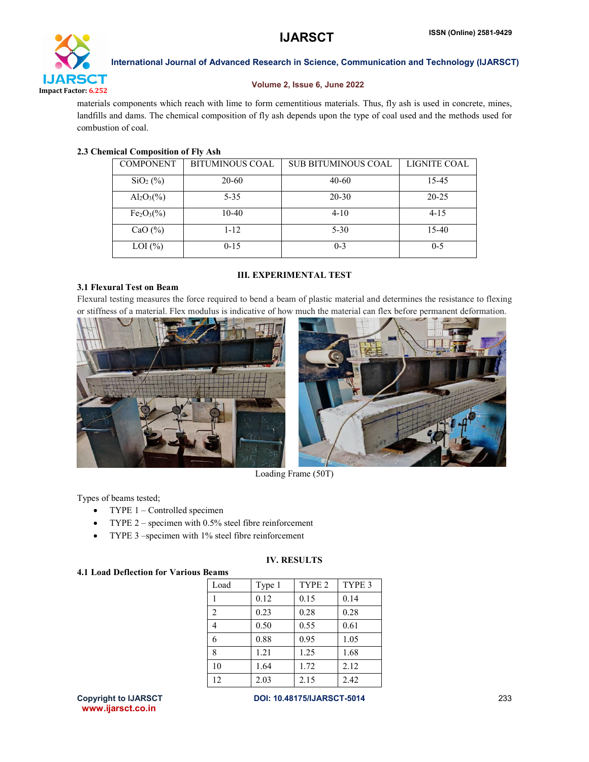materials components which reach with lime to form cementitious materials. Thus, fly ash is used in concrete, mines, landfills and dams. The chemical composition of fly ash depends upon the type of coal used and the methods used for combustion of coal.

### 2.3 Chemical Composition of Fly Ash

| COMPONENT | BITUMINOUS COAL | SUB BITUMINOUS COAL | LIGNITE COAL |
|---|---|---|---|
| $SiO_2$ (%) | 20-60 | 40-60 | 15-45 |
| $Al_2O_3$(%) | 5-35 | 20-30 | 20-25 |
| $Fe_2O_3$(%) | 10-40 | 4-10 | 4-15 |
| CaO (%) | 1-12 | 5-30 | 15-40 |
| LOI (%) | 0-15 | 0-3 | 0-5 |

## III. EXPERIMENTAL TEST

### 3.1 Flexural Test on Beam

Flexural testing measures the force required to bend a beam of plastic material and determines the resistance to flexing or stiffness of a material. Flex modulus is indicative of how much the material can flex before permanent deformation.

Loading Frame (50T)

Types of beams tested;

- TYPE 1 – Controlled specimen
- TYPE 2 – specimen with 0.5% steel fibre reinforcement
- TYPE 3 –specimen with 1% steel fibre reinforcement

## IV. RESULTS

### 4.1 Load Deflection for Various Beams

| Load | Type 1 | TYPE 2 | TYPE 3 |
|---|---|---|---|
| 1 | 0.12 | 0.15 | 0.14 |
| 2 | 0.23 | 0.28 | 0.28 |
| 4 | 0.50 | 0.55 | 0.61 |
| 6 | 0.88 | 0.95 | 1.05 |
| 8 | 1.21 | 1.25 | 1.68 |
| 10 | 1.64 | 1.72 | 2.12 |
| 12 | 2.03 | 2.15 | 2.42 |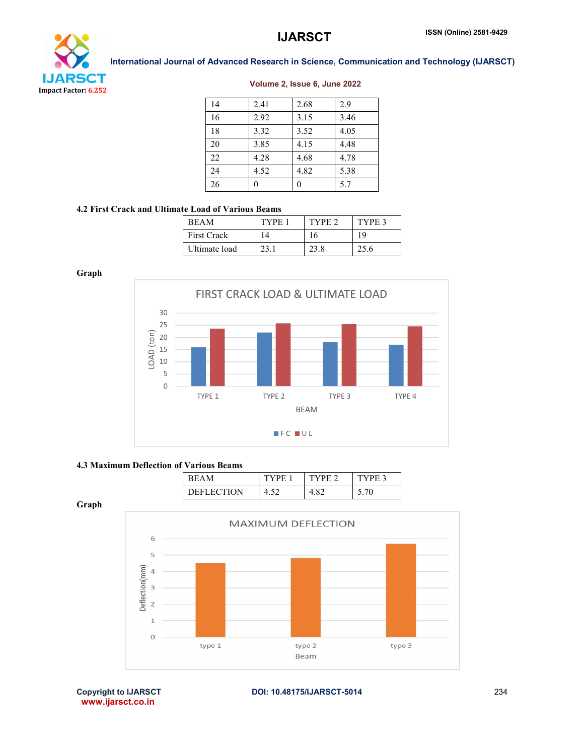| 14 | 2.41 | 2.68 | 2.9 |
|---|---|---|---|
| 16 | 2.92 | 3.15 | 3.46 |
| 18 | 3.32 | 3.52 | 4.05 |
| 20 | 3.85 | 4.15 | 4.48 |
| 22 | 4.28 | 4.68 | 4.78 |
| 24 | 4.52 | 4.82 | 5.38 |
| 26 | 0 | 0 | 5.7 |

**4.2 First Crack and Ultimate Load of Various Beams**

| BEAM | TYPE 1 | TYPE 2 | TYPE 3 |
|---|---|---|---|
| First Crack | 14 | 16 | 19 |
| Ultimate load | 23.1 | 23.8 | 25.6 |

**Graph**

FIRST CRACK LOAD & ULTIMATE LOAD

**4.3 Maximum Deflection of Various Beams**

| BEAM | TYPE 1 | TYPE 2 | TYPE 3 |
|---|---|---|---|
| DEFLECTION | 4.52 | 4.82 | 5.70 |

**Graph**

MAXIMUM DEFLECTION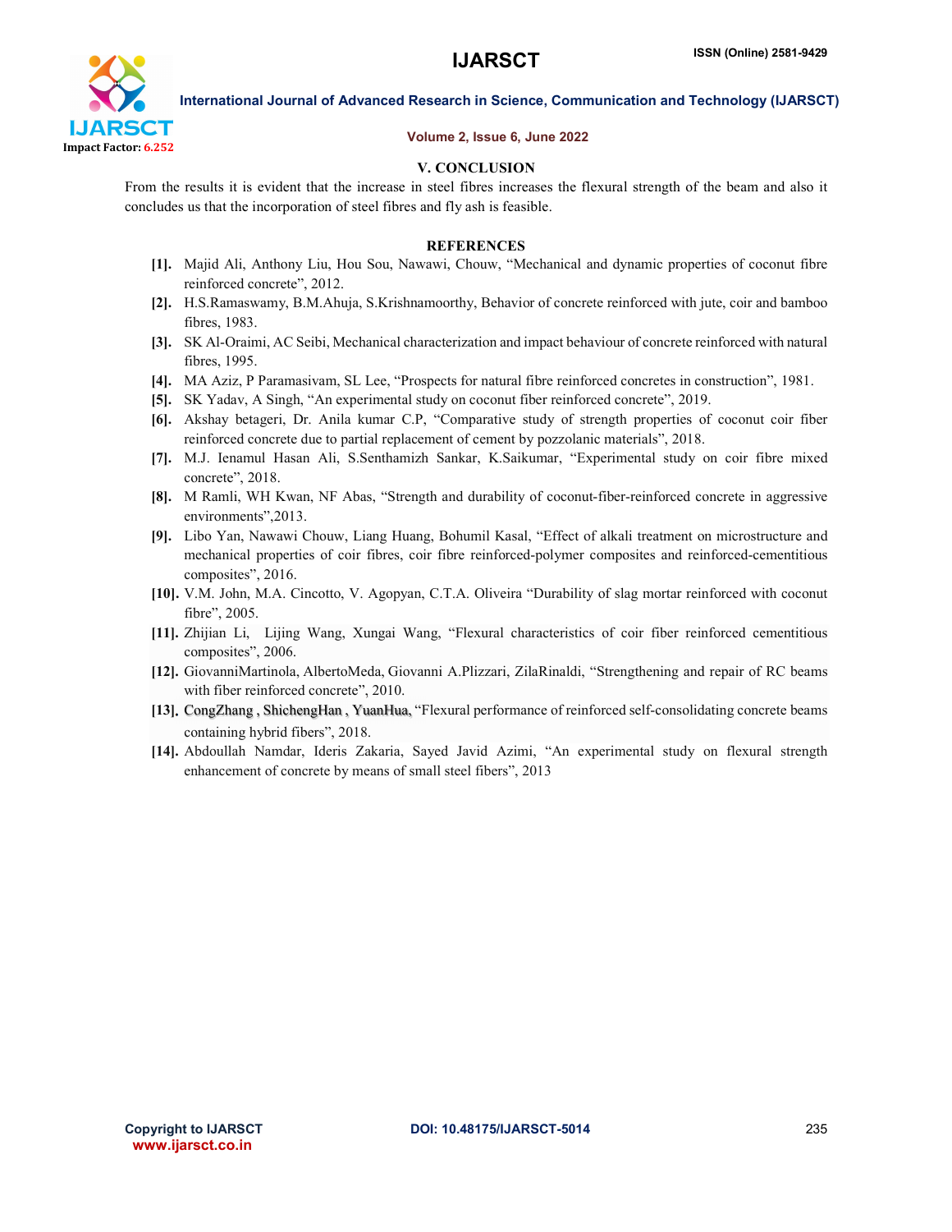## V. CONCLUSION

From the results it is evident that the increase in steel fibres increases the flexural strength of the beam and also it concludes us that the incorporation of steel fibres and fly ash is feasible.

## REFERENCES

**[1].** Majid Ali, Anthony Liu, Hou Sou, Nawawi, Chouw, "Mechanical and dynamic properties of coconut fibre reinforced concrete", 2012.

**[2].** H.S.Ramaswamy, B.M.Ahuja, S.Krishnamoorthy, Behavior of concrete reinforced with jute, coir and bamboo fibres, 1983.

**[3].** SK Al-Oraimi, AC Seibi, Mechanical characterization and impact behaviour of concrete reinforced with natural fibres, 1995.

**[4].** MA Aziz, P Paramasivam, SL Lee, "Prospects for natural fibre reinforced concretes in construction", 1981.

**[5].** SK Yadav, A Singh, "An experimental study on coconut fiber reinforced concrete", 2019.

**[6].** Akshay betageri, Dr. Anila kumar C.P, "Comparative study of strength properties of coconut coir fiber reinforced concrete due to partial replacement of cement by pozzolanic materials", 2018.

**[7].** M.J. Ienamul Hasan Ali, S.Senthamizh Sankar, K.Saikumar, "Experimental study on coir fibre mixed concrete", 2018.

**[8].** M Ramli, WH Kwan, NF Abas, "Strength and durability of coconut-fiber-reinforced concrete in aggressive environments",2013.

**[9].** Libo Yan, Nawawi Chouw, Liang Huang, Bohumil Kasal, "Effect of alkali treatment on microstructure and mechanical properties of coir fibres, coir fibre reinforced-polymer composites and reinforced-cementitious composites", 2016.

**[10].** V.M. John, M.A. Cincotto, V. Agopyan, C.T.A. Oliveira "Durability of slag mortar reinforced with coconut fibre", 2005.

**[11].** Zhijian Li, Lijing Wang, Xungai Wang, "Flexural characteristics of coir fiber reinforced cementitious composites", 2006.

**[12].** GiovanniMartinola, AlbertoMeda, Giovanni A.Plizzari, ZilaRinaldi, "Strengthening and repair of RC beams with fiber reinforced concrete", 2010.

**[13].** CongZhang , ShichengHan , YuanHua, "Flexural performance of reinforced self-consolidating concrete beams containing hybrid fibers", 2018.

**[14].** Abdoullah Namdar, Ideris Zakaria, Sayed Javid Azimi, "An experimental study on flexural strength enhancement of concrete by means of small steel fibers", 2013